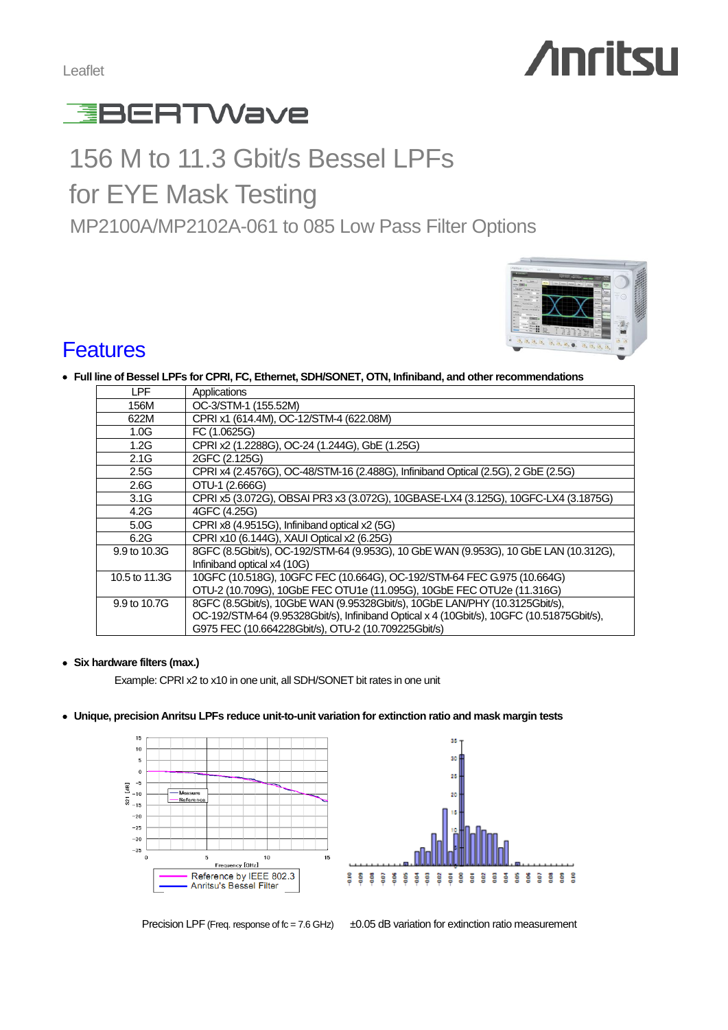Leaflet

Anritsu

# BERTWave

# 156 M to 11.3 Gbit/s Bessel LPFs for EYE Mask Testing

## MP2100A/MP2102A-061 to 085 Low Pass Filter Options

## Features

- **Full line of Bessel LPFs for CPRI, FC, Ethernet, SDH/SONET, OTN, Infiniband, and other recommendations**

| LPF | Applications |
|---|---|
| 156M | OC-3/STM-1 (155.52M) |
| 622M | CPRI x1 (614.4M), OC-12/STM-4 (622.08M) |
| 1.0G | FC (1.0625G) |
| 1.2G | CPRI x2 (1.2288G), OC-24 (1.244G), GbE (1.25G) |
| 2.1G | 2GFC (2.125G) |
| 2.5G | CPRI x4 (2.4576G), OC-48/STM-16 (2.488G), Infiniband Optical (2.5G), 2 GbE (2.5G) |
| 2.6G | OTU-1 (2.666G) |
| 3.1G | CPRI x5 (3.072G), OBSAI PR3 x3 (3.072G), 10GBASE-LX4 (3.125G), 10GFC-LX4 (3.1875G) |
| 4.2G | 4GFC (4.25G) |
| 5.0G | CPRI x8 (4.9515G), Infiniband optical x2 (5G) |
| 6.2G | CPRI x10 (6.144G), XAUI Optical x2 (6.25G) |
| 9.9 to 10.3G | 8GFC (8.5Gbit/s), OC-192/STM-64 (9.953G), 10 GbE WAN (9.953G), 10 GbE LAN (10.312G), Infiniband optical x4 (10G) |
| 10.5 to 11.3G | 10GFC (10.518G), 10GFC FEC (10.664G), OC-192/STM-64 FEC G.975 (10.664G) OTU-2 (10.709G), 10GbE FEC OTU1e (11.095G), 10GbE FEC OTU2e (11.316G) |
| 9.9 to 10.7G | 8GFC (8.5Gbit/s), 10GbE WAN (9.95328Gbit/s), 10GbE LAN/PHY (10.3125Gbit/s), OC-192/STM-64 (9.95328Gbit/s), Infiniband Optical x 4 (10Gbit/s), 10GFC (10.51875Gbit/s), G975 FEC (10.664228Gbit/s), OTU-2 (10.709225Gbit/s) |

- **Six hardware filters (max.)**

  Example: CPRI x2 to x10 in one unit, all SDH/SONET bit rates in one unit

- **Unique, precision Anritsu LPFs reduce unit-to-unit variation for extinction ratio and mask margin tests**

Reference by IEEE 802.3
Anritsu's Bessel Filter

Precision LPF (Freq. response of fc = 7.6 GHz)

±0.05 dB variation for extinction ratio measurement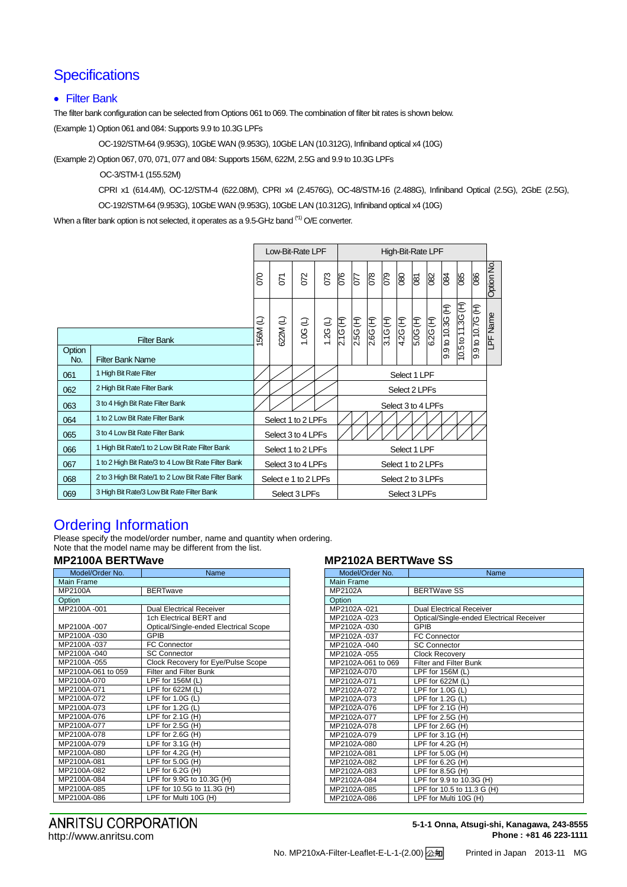# Specifications

## • Filter Bank

The filter bank configuration can be selected from Options 061 to 069. The combination of filter bit rates is shown below.

(Example 1) Option 061 and 084: Supports 9.9 to 10.3G LPFs

OC-192/STM-64 (9.953G), 10GbE WAN (9.953G), 10GbE LAN (10.312G), Infiniband optical x4 (10G)

(Example 2) Option 067, 070, 071, 077 and 084: Supports 156M, 622M, 2.5G and 9.9 to 10.3G LPFs

OC-3/STM-1 (155.52M)

CPRI x1 (614.4M), OC-12/STM-4 (622.08M), CPRI x4 (2.4576G), OC-48/STM-16 (2.488G), Infiniband Optical (2.5G), 2GbE (2.5G), OC-192/STM-64 (9.953G), 10GbE WAN (9.953G), 10GbE LAN (10.312G), Infiniband optical x4 (10G)

When a filter bank option is not selected, it operates as a 9.5-GHz band (*1) O/E converter.

| Filter Bank | | Low-Bit-Rate LPF | | | | High-Bit-Rate LPF | | | | | | | | | | |
|---|---|---|---|---|---|---|---|---|---|---|---|---|---|---|---|---|
| Option No. | | 070 | 071 | 072 | 073 | 076 | 077 | 078 | 079 | 080 | 081 | 082 | 084 | 085 | 086 |
| LPF Name | | 156M (L) | 622M (L) | 1.0G (L) | 1.2G (L) | 2.1G (H) | 2.5G (H) | 2.6G (H) | 3.1G (H) | 4.2G (H) | 5.0G (H) | 6.2G (H) | 9.9 to 10.3G (H) | 10.5 to 11.3G (H) | 9.9 to 10.7G (H) |
| Option No. | Filter Bank Name | | | | | | | | | | | | | | |
| 061 | 1 High Bit Rate Filter | / | / | / | / | Select 1 LPF | | | | | | | | | |
| 062 | 2 High Bit Rate Filter Bank | / | / | / | / | Select 2 LPFs | | | | | | | | | |
| 063 | 3 to 4 High Bit Rate Filter Bank | / | / | / | / | Select 3 to 4 LPFs | | | | | | | | | |
| 064 | 1 to 2 Low Bit Rate Filter Bank | Select 1 to 2 LPFs | | | | / | / | / | / | / | / | / | / | / | / |
| 065 | 3 to 4 Low Bit Rate Filter Bank | Select 3 to 4 LPFs | | | | / | / | / | / | / | / | / | / | / | / |
| 066 | 1 High Bit Rate/1 to 2 Low Bit Rate Filter Bank | Select 1 to 2 LPFs | | | | Select 1 LPF | | | | | | | | | |
| 067 | 1 to 2 High Bit Rate/3 to 4 Low Bit Rate Filter Bank | Select 3 to 4 LPFs | | | | Select 1 to 2 LPFs | | | | | | | | | |
| 068 | 2 to 3 High Bit Rate/1 to 2 Low Bit Rate Filter Bank | Select e 1 to 2 LPFs | | | | Select 2 to 3 LPFs | | | | | | | | | |
| 069 | 3 High Bit Rate/3 Low Bit Rate Filter Bank | Select 3 LPFs | | | | Select 3 LPFs | | | | | | | | | |

# Ordering Information

Please specify the model/order number, name and quantity when ordering.
Note that the model name may be different from the list.

### MP2100A BERTWave

| Model/Order No. | Name |
|---|---|
| Main Frame | |
| MP2100A | BERTwave |
| Option | |
| MP2100A -001 | Dual Electrical Receiver |
| MP2100A -007 | 1ch Electrical BERT and Optical/Single-ended Electrical Scope |
| MP2100A -030 | GPIB |
| MP2100A -037 | FC Connector |
| MP2100A -040 | SC Connector |
| MP2100A -055 | Clock Recovery for Eye/Pulse Scope |
| MP2100A-061 to 059 | Filter and Filter Bunk |
| MP2100A-070 | LPF for 156M (L) |
| MP2100A-071 | LPF for 622M (L) |
| MP2100A-072 | LPF for 1.0G (L) |
| MP2100A-073 | LPF for 1.2G (L) |
| MP2100A-076 | LPF for 2.1G (H) |
| MP2100A-077 | LPF for 2.5G (H) |
| MP2100A-078 | LPF for 2.6G (H) |
| MP2100A-079 | LPF for 3.1G (H) |
| MP2100A-080 | LPF for 4.2G (H) |
| MP2100A-081 | LPF for 5.0G (H) |
| MP2100A-082 | LPF for 6.2G (H) |
| MP2100A-084 | LPF for 9.9G to 10.3G (H) |
| MP2100A-085 | LPF for 10.5G to 11.3G (H) |
| MP2100A-086 | LPF for Multi 10G (H) |

### MP2102A BERTWave SS

| Model/Order No. | Name |
|---|---|
| Main Frame | |
| MP2102A | BERTWave SS |
| Option | |
| MP2102A -021 | Dual Electrical Receiver |
| MP2102A -023 | Optical/Single-ended Electrical Receiver |
| MP2102A -030 | GPIB |
| MP2102A -037 | FC Connector |
| MP2102A -040 | SC Connector |
| MP2102A -055 | Clock Recovery |
| MP2102A-061 to 069 | Filter and Filter Bunk |
| MP2102A-070 | LPF for 156M (L) |
| MP2102A-071 | LPF for 622M (L) |
| MP2102A-072 | LPF for 1.0G (L) |
| MP2102A-073 | LPF for 1.2G (L) |
| MP2102A-076 | LPF for 2.1G (H) |
| MP2102A-077 | LPF for 2.5G (H) |
| MP2102A-078 | LPF for 2.6G (H) |
| MP2102A-079 | LPF for 3.1G (H) |
| MP2102A-080 | LPF for 4.2G (H) |
| MP2102A-081 | LPF for 5.0G (H) |
| MP2102A-082 | LPF for 6.2G (H) |
| MP2102A-083 | LPF for 8.5G (H) |
| MP2102A-084 | LPF for 9.9 to 10.3G (H) |
| MP2102A-085 | LPF for 10.5 to 11.3 G (H) |
| MP2102A-086 | LPF for Multi 10G (H) |

ANRITSU CORPORATION
http://www.anritsu.com

5-1-1 Onna, Atsugi-shi, Kanagawa, 243-8555
Phone : +81 46 223-1111

No. MP210xA-Filter-Leaflet-E-L-1-(2.00) 公知 Printed in Japan 2013-11 MG